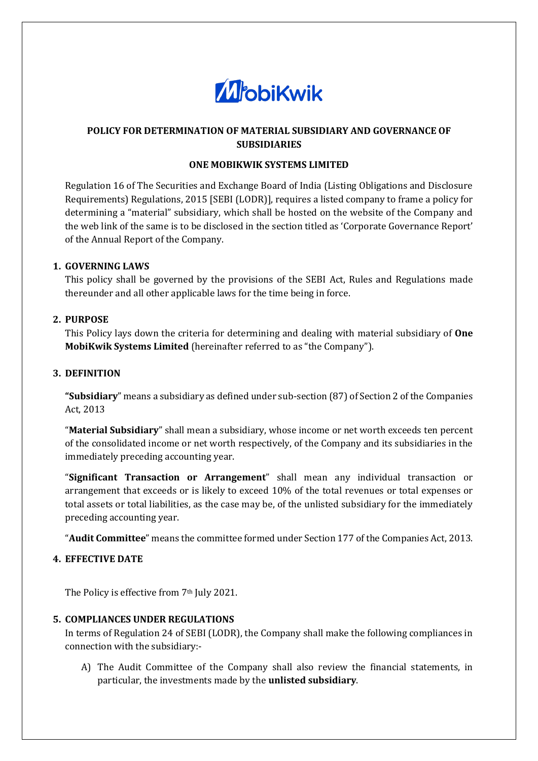# POLICY FOR DETERMINATION OF MATERIAL SUBSIDIARY AND GOVERNANCE OF SUBSIDIARIES

## ONE MOBIKWIK SYSTEMS LIMITED

Regulation 16 of The Securities and Exchange Board of India (Listing Obligations and Disclosure Requirements) Regulations, 2015 [SEBI (LODR)], requires a listed company to frame a policy for determining a "material" subsidiary, which shall be hosted on the website of the Company and the web link of the same is to be disclosed in the section titled as 'Corporate Governance Report' of the Annual Report of the Company.

### 1. GOVERNING LAWS

This policy shall be governed by the provisions of the SEBI Act, Rules and Regulations made thereunder and all other applicable laws for the time being in force.

### 2. PURPOSE

This Policy lays down the criteria for determining and dealing with material subsidiary of **One MobiKwik Systems Limited** (hereinafter referred to as "the Company").

### 3. DEFINITION

**"Subsidiary"** means a subsidiary as defined under sub-section (87) of Section 2 of the Companies Act, 2013

"**Material Subsidiary**" shall mean a subsidiary, whose income or net worth exceeds ten percent of the consolidated income or net worth respectively, of the Company and its subsidiaries in the immediately preceding accounting year.

"**Significant Transaction or Arrangement**" shall mean any individual transaction or arrangement that exceeds or is likely to exceed 10% of the total revenues or total expenses or total assets or total liabilities, as the case may be, of the unlisted subsidiary for the immediately preceding accounting year.

"**Audit Committee**" means the committee formed under Section 177 of the Companies Act, 2013.

### 4. EFFECTIVE DATE

The Policy is effective from 7th July 2021.

### 5. COMPLIANCES UNDER REGULATIONS

In terms of Regulation 24 of SEBI (LODR), the Company shall make the following compliances in connection with the subsidiary:-

A) The Audit Committee of the Company shall also review the financial statements, in particular, the investments made by the **unlisted subsidiary**.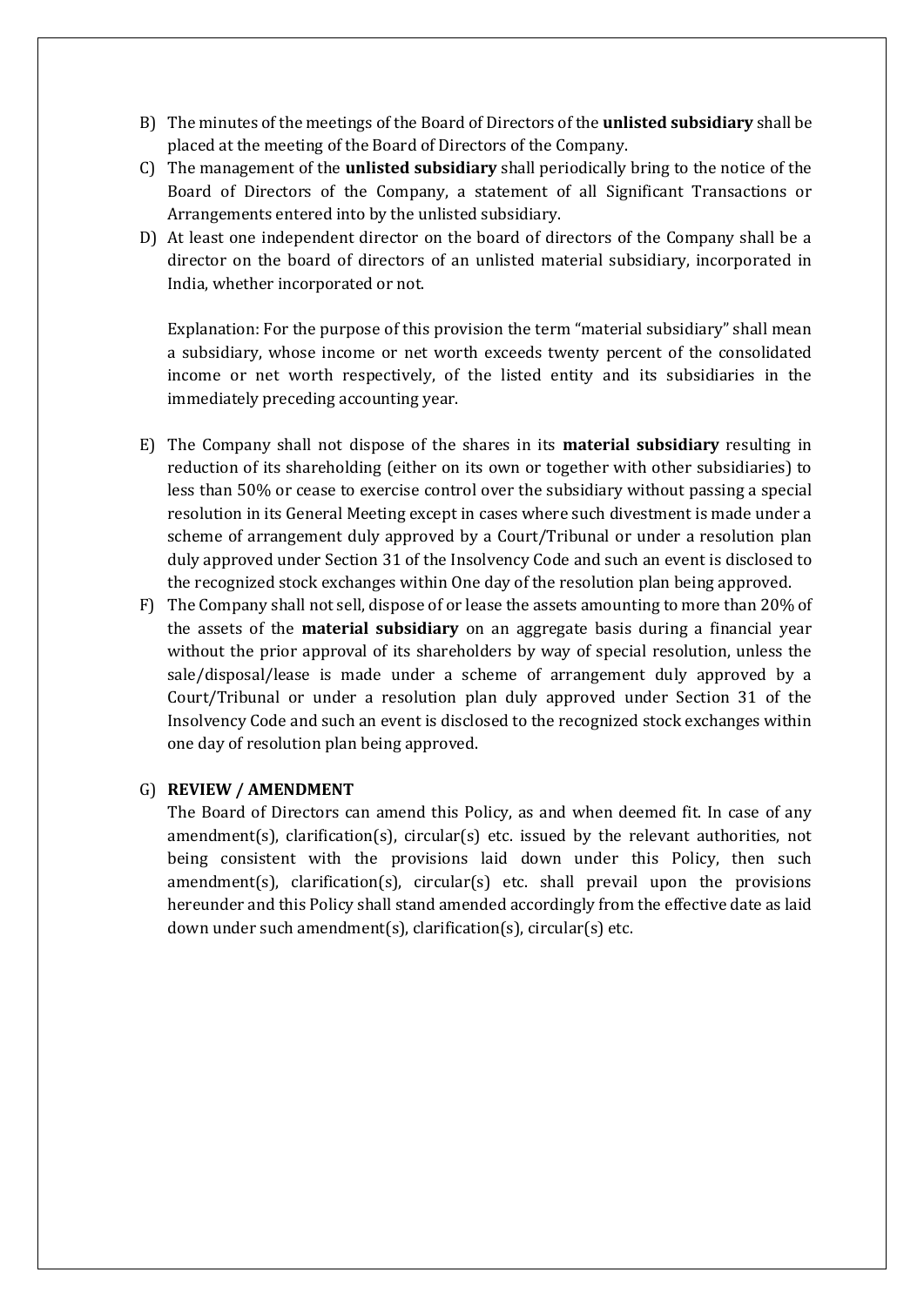B) The minutes of the meetings of the Board of Directors of the **unlisted subsidiary** shall be placed at the meeting of the Board of Directors of the Company.

C) The management of the **unlisted subsidiary** shall periodically bring to the notice of the Board of Directors of the Company, a statement of all Significant Transactions or Arrangements entered into by the unlisted subsidiary.

D) At least one independent director on the board of directors of the Company shall be a director on the board of directors of an unlisted material subsidiary, incorporated in India, whether incorporated or not.

   Explanation: For the purpose of this provision the term "material subsidiary" shall mean a subsidiary, whose income or net worth exceeds twenty percent of the consolidated income or net worth respectively, of the listed entity and its subsidiaries in the immediately preceding accounting year.

E) The Company shall not dispose of the shares in its **material subsidiary** resulting in reduction of its shareholding (either on its own or together with other subsidiaries) to less than 50% or cease to exercise control over the subsidiary without passing a special resolution in its General Meeting except in cases where such divestment is made under a scheme of arrangement duly approved by a Court/Tribunal or under a resolution plan duly approved under Section 31 of the Insolvency Code and such an event is disclosed to the recognized stock exchanges within One day of the resolution plan being approved.

F) The Company shall not sell, dispose of or lease the assets amounting to more than 20% of the assets of the **material subsidiary** on an aggregate basis during a financial year without the prior approval of its shareholders by way of special resolution, unless the sale/disposal/lease is made under a scheme of arrangement duly approved by a Court/Tribunal or under a resolution plan duly approved under Section 31 of the Insolvency Code and such an event is disclosed to the recognized stock exchanges within one day of resolution plan being approved.

G) **REVIEW / AMENDMENT**

   The Board of Directors can amend this Policy, as and when deemed fit. In case of any amendment(s), clarification(s), circular(s) etc. issued by the relevant authorities, not being consistent with the provisions laid down under this Policy, then such amendment(s), clarification(s), circular(s) etc. shall prevail upon the provisions hereunder and this Policy shall stand amended accordingly from the effective date as laid down under such amendment(s), clarification(s), circular(s) etc.